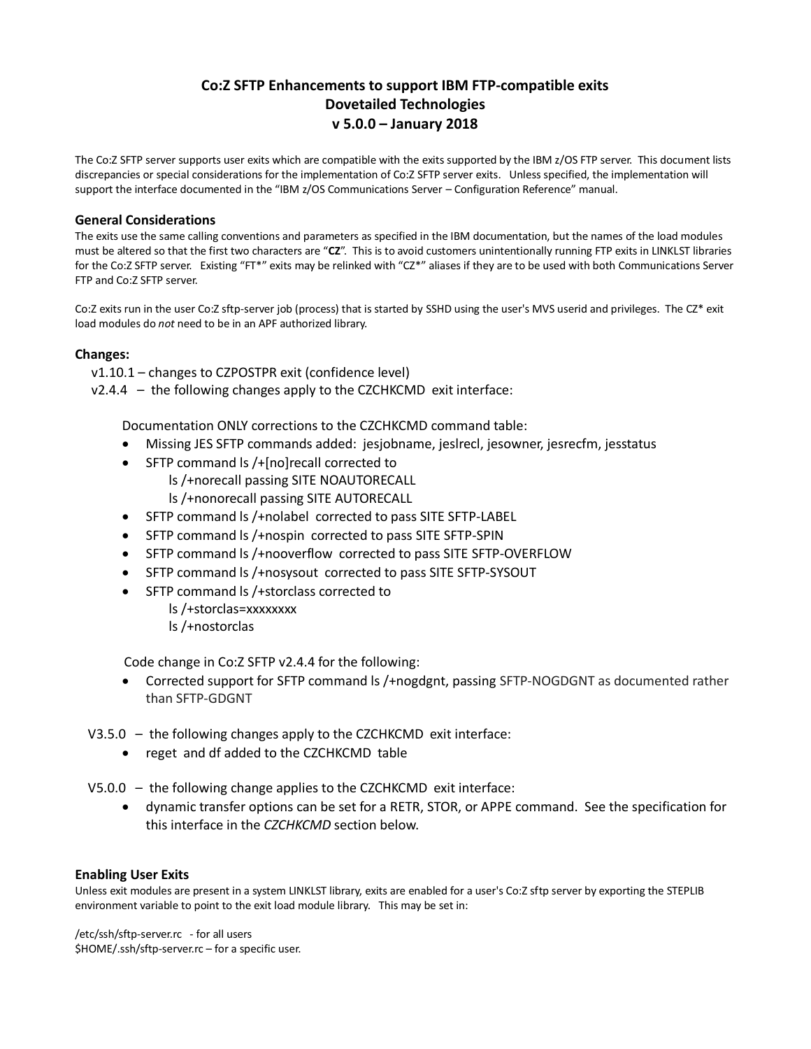# Co:Z SFTP Enhancements to support IBM FTP-compatible exits
# Dovetailed Technologies
# v 5.0.0 – January 2018

The Co:Z SFTP server supports user exits which are compatible with the exits supported by the IBM z/OS FTP server. This document lists discrepancies or special considerations for the implementation of Co:Z SFTP server exits. Unless specified, the implementation will support the interface documented in the "IBM z/OS Communications Server – Configuration Reference" manual.

### General Considerations

The exits use the same calling conventions and parameters as specified in the IBM documentation, but the names of the load modules must be altered so that the first two characters are "**CZ**". This is to avoid customers unintentionally running FTP exits in LINKLST libraries for the Co:Z SFTP server. Existing "FT*" exits may be relinked with "CZ*" aliases if they are to be used with both Communications Server FTP and Co:Z SFTP server.

Co:Z exits run in the user Co:Z sftp-server job (process) that is started by SSHD using the user's MVS userid and privileges. The CZ* exit load modules do *not* need to be in an APF authorized library.

### Changes:

v1.10.1 – changes to CZPOSTPR exit (confidence level)

v2.4.4 – the following changes apply to the CZCHKCMD exit interface:

Documentation ONLY corrections to the CZCHKCMD command table:

- Missing JES SFTP commands added: jesjobname, jeslrecl, jesowner, jesrecfm, jesstatus
- SFTP command ls /+[no]recall corrected to
  - ls /+norecall passing SITE NOAUTORECALL
  - ls /+nonorecall passing SITE AUTORECALL
- SFTP command ls /+nolabel corrected to pass SITE SFTP-LABEL
- SFTP command ls /+nospin corrected to pass SITE SFTP-SPIN
- SFTP command ls /+nooverflow corrected to pass SITE SFTP-OVERFLOW
- SFTP command ls /+nosysout corrected to pass SITE SFTP-SYSOUT
- SFTP command ls /+storclass corrected to
  - ls /+storclas=xxxxxxxx
  - ls /+nostorclas

Code change in Co:Z SFTP v2.4.4 for the following:

- Corrected support for SFTP command ls /+nogdgnt, passing SFTP-NOGDGNT as documented rather than SFTP-GDGNT

V3.5.0 – the following changes apply to the CZCHKCMD exit interface:

- reget and df added to the CZCHKCMD table

V5.0.0 – the following change applies to the CZCHKCMD exit interface:

- dynamic transfer options can be set for a RETR, STOR, or APPE command. See the specification for this interface in the *CZCHKCMD* section below.

### Enabling User Exits

Unless exit modules are present in a system LINKLST library, exits are enabled for a user's Co:Z sftp server by exporting the STEPLIB environment variable to point to the exit load module library. This may be set in:

/etc/ssh/sftp-server.rc - for all users
$HOME/.ssh/sftp-server.rc – for a specific user.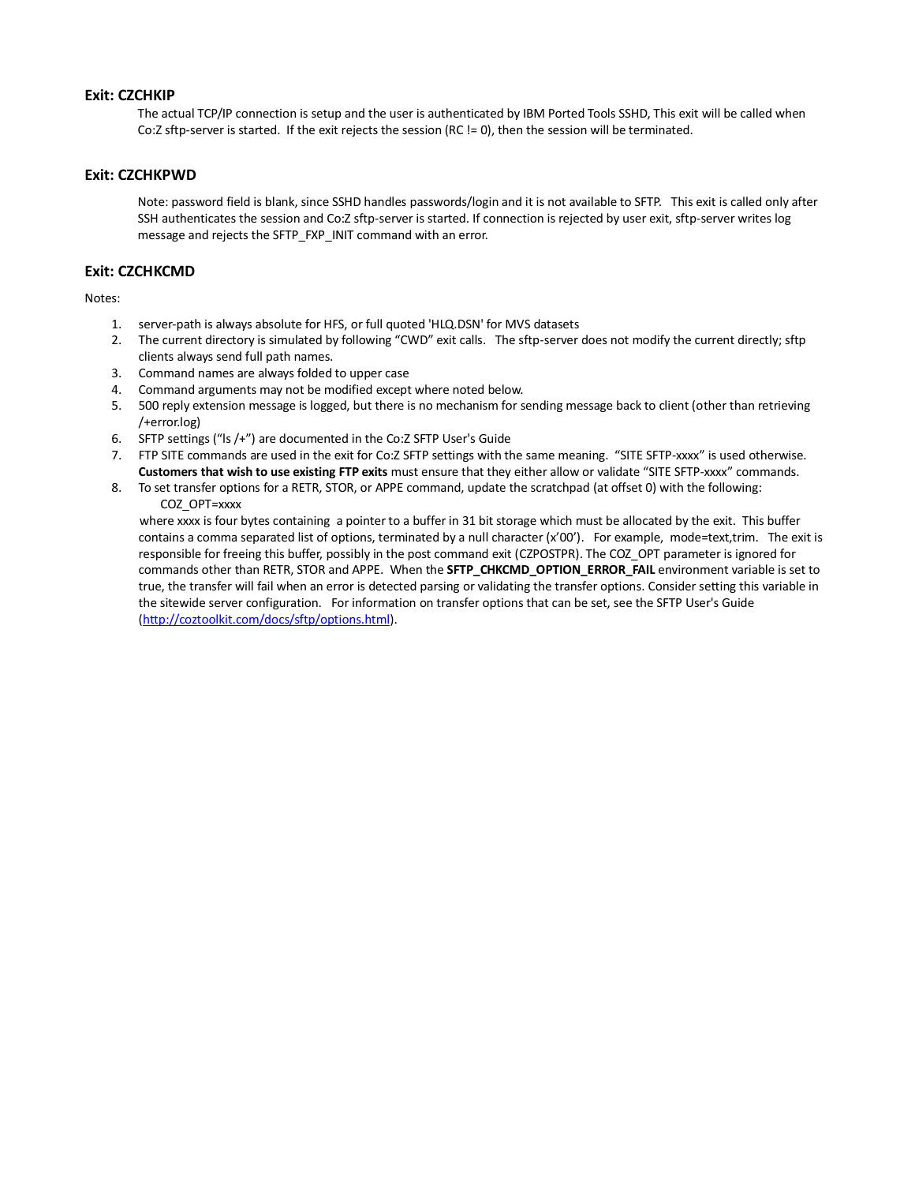### Exit: CZCHKIP

The actual TCP/IP connection is setup and the user is authenticated by IBM Ported Tools SSHD, This exit will be called when Co:Z sftp-server is started. If the exit rejects the session (RC != 0), then the session will be terminated.

### Exit: CZCHKPWD

Note: password field is blank, since SSHD handles passwords/login and it is not available to SFTP. This exit is called only after SSH authenticates the session and Co:Z sftp-server is started. If connection is rejected by user exit, sftp-server writes log message and rejects the SFTP_FXP_INIT command with an error.

### Exit: CZCHKCMD

Notes:

1. server-path is always absolute for HFS, or full quoted 'HLQ.DSN' for MVS datasets
2. The current directory is simulated by following "CWD" exit calls. The sftp-server does not modify the current directly; sftp clients always send full path names.
3. Command names are always folded to upper case
4. Command arguments may not be modified except where noted below.
5. 500 reply extension message is logged, but there is no mechanism for sending message back to client (other than retrieving /+error.log)
6. SFTP settings ("ls /+") are documented in the Co:Z SFTP User's Guide
7. FTP SITE commands are used in the exit for Co:Z SFTP settings with the same meaning. "SITE SFTP-xxxx" is used otherwise. **Customers that wish to use existing FTP exits** must ensure that they either allow or validate "SITE SFTP-xxxx" commands.
8. To set transfer options for a RETR, STOR, or APPE command, update the scratchpad (at offset 0) with the following:
   COZ_OPT=xxxx
   where xxxx is four bytes containing a pointer to a buffer in 31 bit storage which must be allocated by the exit. This buffer contains a comma separated list of options, terminated by a null character (x'00'). For example, mode=text,trim. The exit is responsible for freeing this buffer, possibly in the post command exit (CZPOSTPR). The COZ_OPT parameter is ignored for commands other than RETR, STOR and APPE. When the **SFTP_CHKCMD_OPTION_ERROR_FAIL** environment variable is set to true, the transfer will fail when an error is detected parsing or validating the transfer options. Consider setting this variable in the sitewide server configuration. For information on transfer options that can be set, see the SFTP User's Guide (http://coztoolkit.com/docs/sftp/options.html).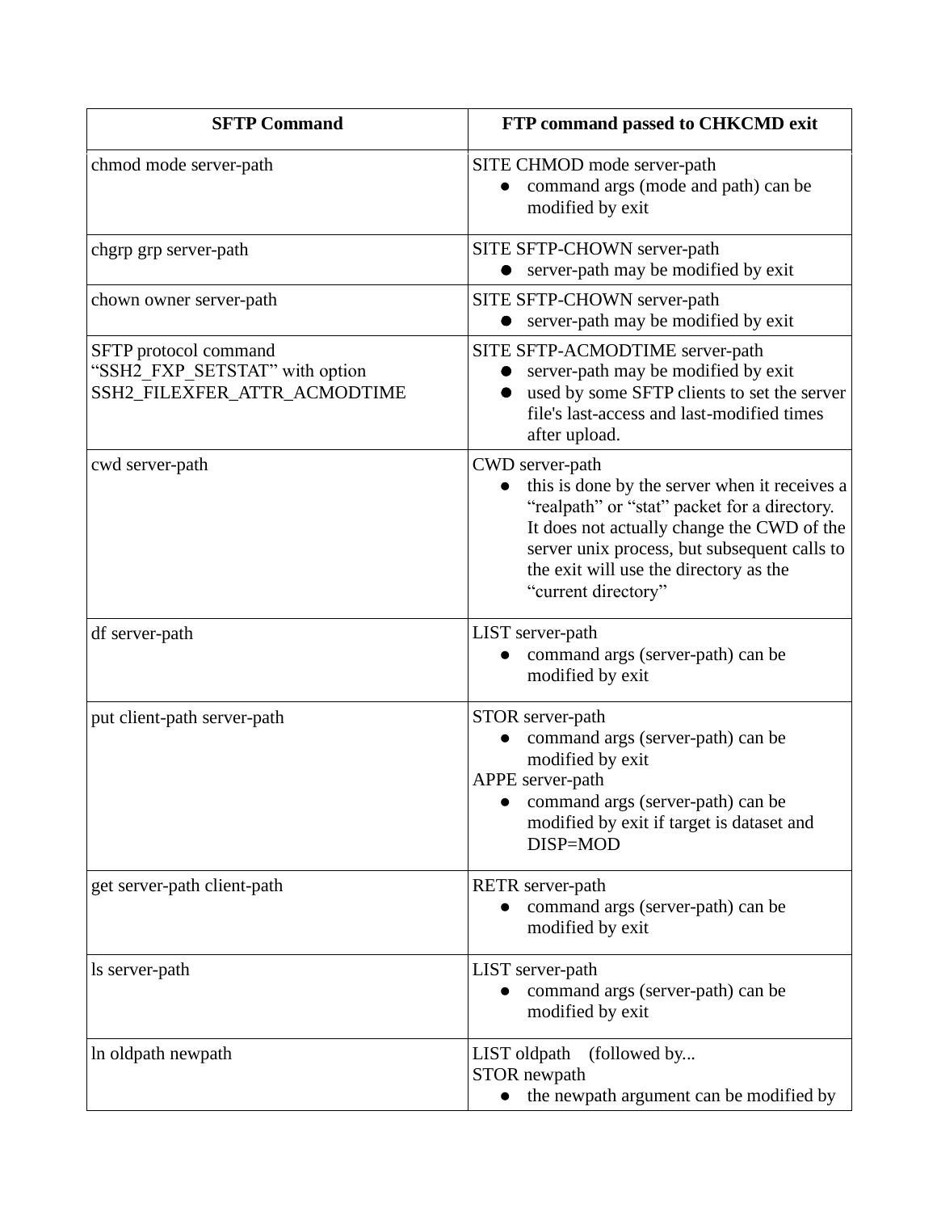| SFTP Command | FTP command passed to CHKCMD exit |
|---|---|
| chmod mode server-path | SITE CHMOD mode server-path<br>● command args (mode and path) can be modified by exit |
| chgrp grp server-path | SITE SFTP-CHOWN server-path<br>● server-path may be modified by exit |
| chown owner server-path | SITE SFTP-CHOWN server-path<br>● server-path may be modified by exit |
| SFTP protocol command "SSH2_FXP_SETSTAT" with option SSH2_FILEXFER_ATTR_ACMODTIME | SITE SFTP-ACMODTIME server-path<br>● server-path may be modified by exit<br>● used by some SFTP clients to set the server file's last-access and last-modified times after upload. |
| cwd server-path | CWD server-path<br>● this is done by the server when it receives a "realpath" or "stat" packet for a directory. It does not actually change the CWD of the server unix process, but subsequent calls to the exit will use the directory as the "current directory" |
| df server-path | LIST server-path<br>● command args (server-path) can be modified by exit |
| put client-path server-path | STOR server-path<br>● command args (server-path) can be modified by exit<br>APPE server-path<br>● command args (server-path) can be modified by exit if target is dataset and DISP=MOD |
| get server-path client-path | RETR server-path<br>● command args (server-path) can be modified by exit |
| ls server-path | LIST server-path<br>● command args (server-path) can be modified by exit |
| ln oldpath newpath | LIST oldpath (followed by...<br>STOR newpath<br>● the newpath argument can be modified by |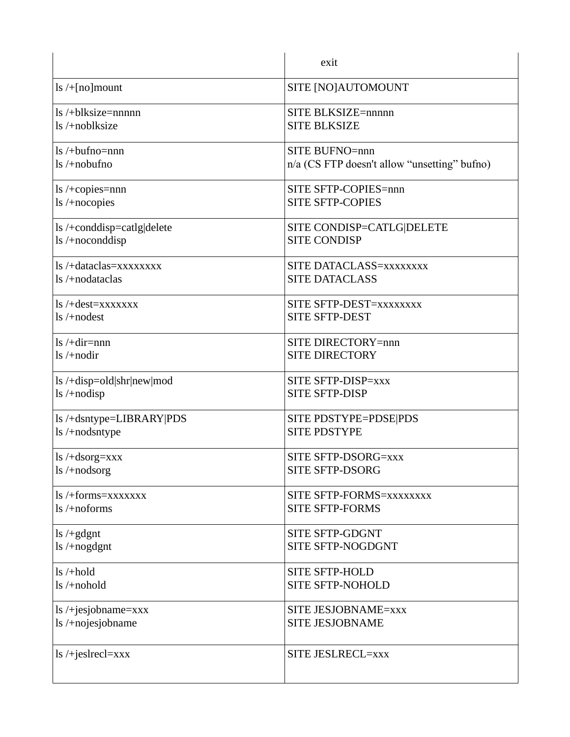| | |
|---|---|
| | exit |
| ls /+[no]mount | SITE [NO]AUTOMOUNT |
| ls /+blksize=nnnnn<br>ls /+noblksize | SITE BLKSIZE=nnnnn<br>SITE BLKSIZE |
| ls /+bufno=nnn<br>ls /+nobufno | SITE BUFNO=nnn<br>n/a (CS FTP doesn't allow "unsetting" bufno) |
| ls /+copies=nnn<br>ls /+nocopies | SITE SFTP-COPIES=nnn<br>SITE SFTP-COPIES |
| ls /+conddisp=catlg\|delete<br>ls /+noconddisp | SITE CONDISP=CATLG\|DELETE<br>SITE CONDISP |
| ls /+dataclas=xxxxxxxx<br>ls /+nodataclas | SITE DATACLASS=xxxxxxxx<br>SITE DATACLASS |
| ls /+dest=xxxxxxx<br>ls /+nodest | SITE SFTP-DEST=xxxxxxxx<br>SITE SFTP-DEST |
| ls /+dir=nnn<br>ls /+nodir | SITE DIRECTORY=nnn<br>SITE DIRECTORY |
| ls /+disp=old\|shr\|new\|mod<br>ls /+nodisp | SITE SFTP-DISP=xxx<br>SITE SFTP-DISP |
| ls /+dsntype=LIBRARY\|PDS<br>ls /+nodsntype | SITE PDSTYPE=PDSE\|PDS<br>SITE PDSTYPE |
| ls /+dsorg=xxx<br>ls /+nodsorg | SITE SFTP-DSORG=xxx<br>SITE SFTP-DSORG |
| ls /+forms=xxxxxxx<br>ls /+noforms | SITE SFTP-FORMS=xxxxxxxx<br>SITE SFTP-FORMS |
| ls /+gdgnt<br>ls /+nogdgnt | SITE SFTP-GDGNT<br>SITE SFTP-NOGDGNT |
| ls /+hold<br>ls /+nohold | SITE SFTP-HOLD<br>SITE SFTP-NOHOLD |
| ls /+jesjobname=xxx<br>ls /+nojesjobname | SITE JESJOBNAME=xxx<br>SITE JESJOBNAME |
| ls /+jeslrecl=xxx | SITE JESLRECL=xxx |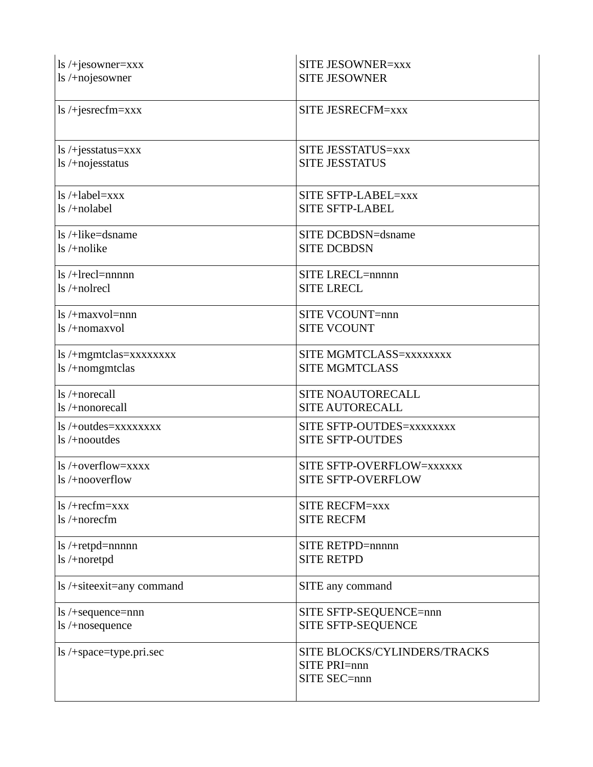| | |
|---|---|
| ls /+jesowner=xxx<br>ls /+nojesowner | SITE JESOWNER=xxx<br>SITE JESOWNER |
| ls /+jesrecfm=xxx | SITE JESRECFM=xxx |
| ls /+jesstatus=xxx<br>ls /+nojesstatus | SITE JESSTATUS=xxx<br>SITE JESSTATUS |
| ls /+label=xxx<br>ls /+nolabel | SITE SFTP-LABEL=xxx<br>SITE SFTP-LABEL |
| ls /+like=dsname<br>ls /+nolike | SITE DCBDSN=dsname<br>SITE DCBDSN |
| ls /+lrecl=nnnnn<br>ls /+nolrecl | SITE LRECL=nnnnn<br>SITE LRECL |
| ls /+maxvol=nnn<br>ls /+nomaxvol | SITE VCOUNT=nnn<br>SITE VCOUNT |
| ls /+mgmtclas=xxxxxxxx<br>ls /+nomgmtclas | SITE MGMTCLASS=xxxxxxxx<br>SITE MGMTCLASS |
| ls /+norecall<br>ls /+nonorecall | SITE NOAUTORECALL<br>SITE AUTORECALL |
| ls /+outdes=xxxxxxxx<br>ls /+nooutdes | SITE SFTP-OUTDES=xxxxxxxx<br>SITE SFTP-OUTDES |
| ls /+overflow=xxxx<br>ls /+nooverflow | SITE SFTP-OVERFLOW=xxxxxx<br>SITE SFTP-OVERFLOW |
| ls /+recfm=xxx<br>ls /+norecfm | SITE RECFM=xxx<br>SITE RECFM |
| ls /+retpd=nnnnn<br>ls /+noretpd | SITE RETPD=nnnnn<br>SITE RETPD |
| ls /+siteexit=any command | SITE any command |
| ls /+sequence=nnn<br>ls /+nosequence | SITE SFTP-SEQUENCE=nnn<br>SITE SFTP-SEQUENCE |
| ls /+space=type.pri.sec | SITE BLOCKS/CYLINDERS/TRACKS<br>SITE PRI=nnn<br>SITE SEC=nnn |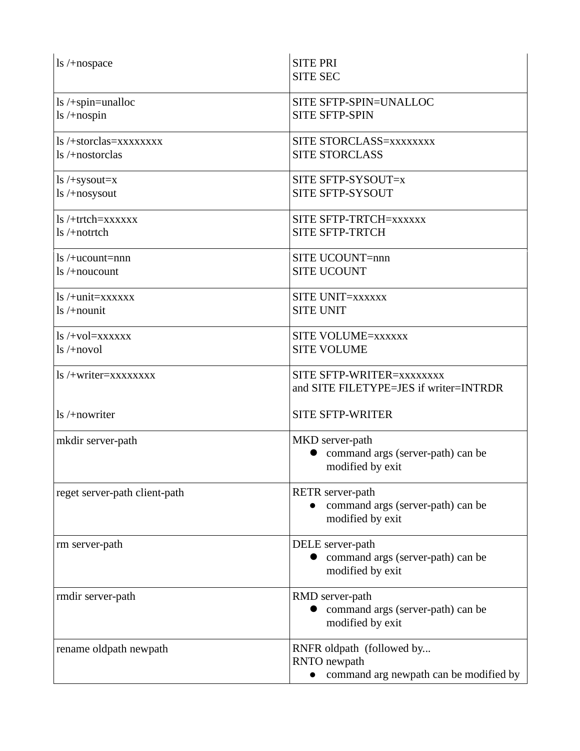| | |
|---|---|
| ls /+nospace | SITE PRI<br>SITE SEC |
| ls /+spin=unalloc<br>ls /+nospin | SITE SFTP-SPIN=UNALLOC<br>SITE SFTP-SPIN |
| ls /+storclas=xxxxxxxx<br>ls /+nostorclas | SITE STORCLASS=xxxxxxxx<br>SITE STORCLASS |
| ls /+sysout=x<br>ls /+nosysout | SITE SFTP-SYSOUT=x<br>SITE SFTP-SYSOUT |
| ls /+trtch=xxxxxx<br>ls /+notrtch | SITE SFTP-TRTCH=xxxxxx<br>SITE SFTP-TRTCH |
| ls /+ucount=nnn<br>ls /+noucount | SITE UCOUNT=nnn<br>SITE UCOUNT |
| ls /+unit=xxxxxx<br>ls /+nounit | SITE UNIT=xxxxxx<br>SITE UNIT |
| ls /+vol=xxxxxx<br>ls /+novol | SITE VOLUME=xxxxxx<br>SITE VOLUME |
| ls /+writer=xxxxxxxx<br><br>ls /+nowriter | SITE SFTP-WRITER=xxxxxxxx<br>and SITE FILETYPE=JES if writer=INTRDR<br><br>SITE SFTP-WRITER |
| mkdir server-path | MKD server-path<br>• command args (server-path) can be modified by exit |
| reget server-path client-path | RETR server-path<br>• command args (server-path) can be modified by exit |
| rm server-path | DELE server-path<br>• command args (server-path) can be modified by exit |
| rmdir server-path | RMD server-path<br>• command args (server-path) can be modified by exit |
| rename oldpath newpath | RNFR oldpath (followed by...<br>RNTO newpath<br>• command arg newpath can be modified by |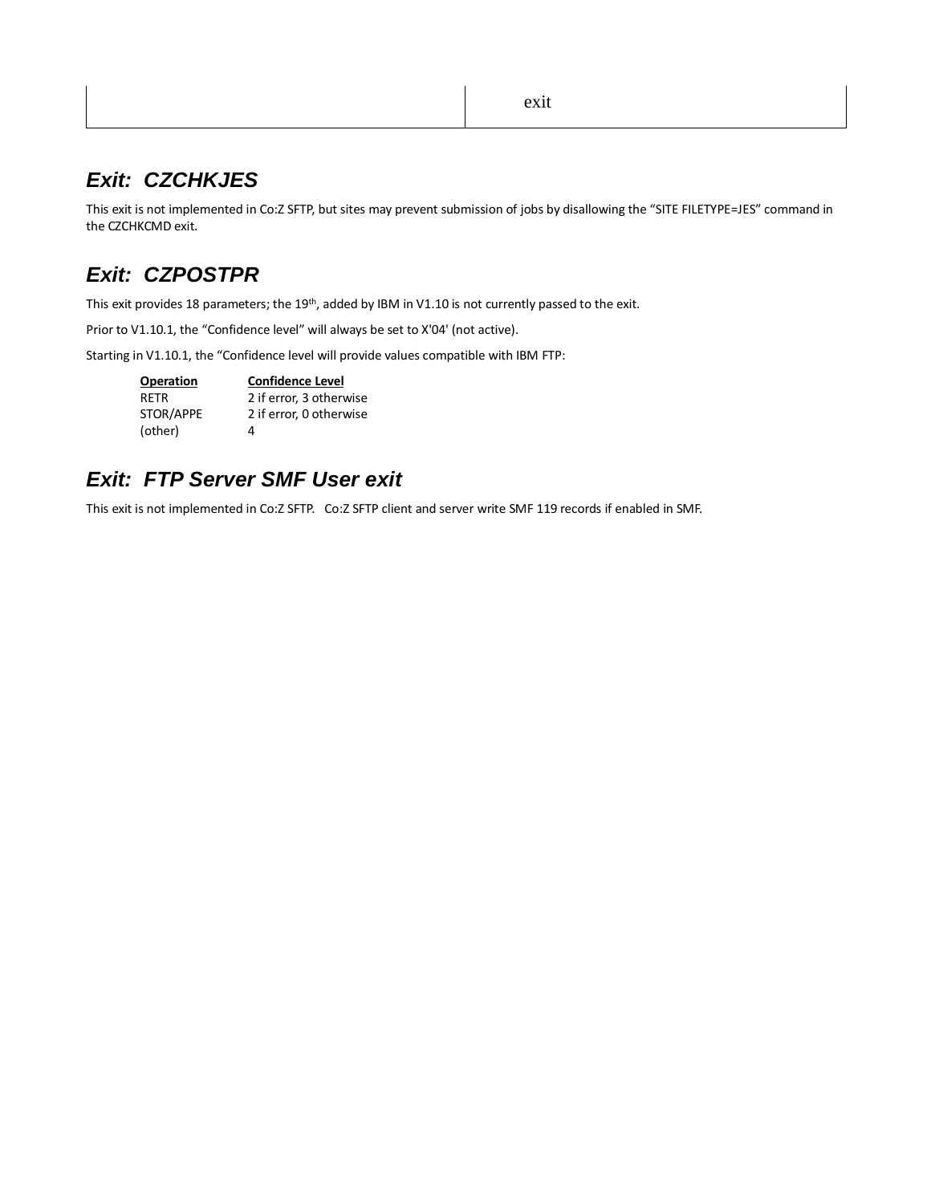| | |
|---|---|
| | exit |

## *Exit: CZCHKJES*

This exit is not implemented in Co:Z SFTP, but sites may prevent submission of jobs by disallowing the “SITE FILETYPE=JES” command in the CZCHKCMD exit.

## *Exit: CZPOSTPR*

This exit provides 18 parameters; the 19th, added by IBM in V1.10 is not currently passed to the exit.

Prior to V1.10.1, the “Confidence level” will always be set to X'04' (not active).

Starting in V1.10.1, the “Confidence level will provide values compatible with IBM FTP:

| Operation | Confidence Level |
|---|---|
| RETR | 2 if error, 3 otherwise |
| STOR/APPE | 2 if error, 0 otherwise |
| (other) | 4 |

## *Exit: FTP Server SMF User exit*

This exit is not implemented in Co:Z SFTP. Co:Z SFTP client and server write SMF 119 records if enabled in SMF.